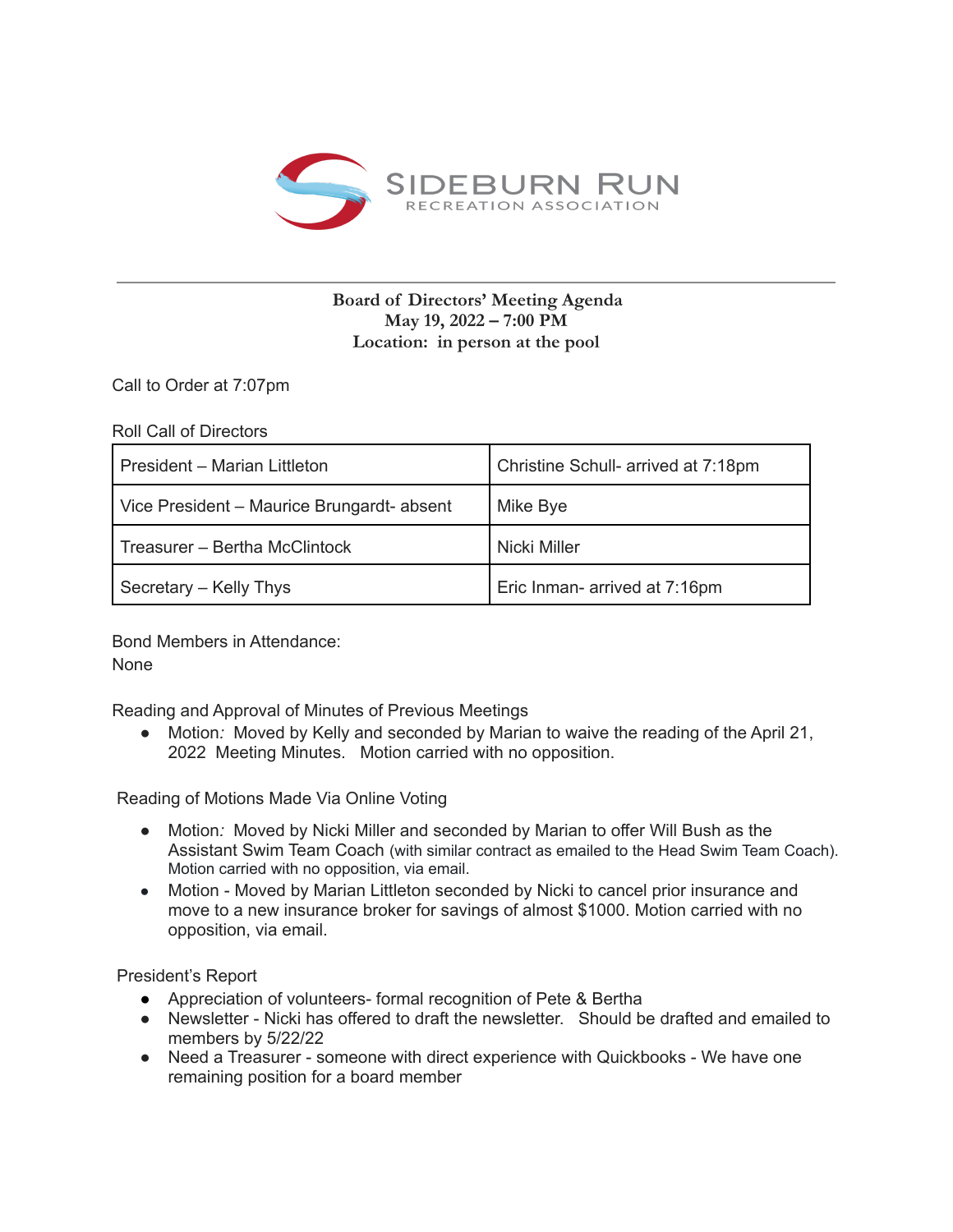SIDEBURN RUN
RECREATION ASSOCIATION

---

**Board of Directors' Meeting Agenda**
**May 19, 2022 – 7:00 PM**
**Location: in person at the pool**

Call to Order at 7:07pm

Roll Call of Directors

| President – Marian Littleton | Christine Schull- arrived at 7:18pm |
|---|---|
| Vice President – Maurice Brungardt- absent | Mike Bye |
| Treasurer – Bertha McClintock | Nicki Miller |
| Secretary – Kelly Thys | Eric Inman- arrived at 7:16pm |

Bond Members in Attendance:
None

Reading and Approval of Minutes of Previous Meetings

- Motion: Moved by Kelly and seconded by Marian to waive the reading of the April 21, 2022 Meeting Minutes. Motion carried with no opposition.

Reading of Motions Made Via Online Voting

- Motion: Moved by Nicki Miller and seconded by Marian to offer Will Bush as the Assistant Swim Team Coach (with similar contract as emailed to the Head Swim Team Coach). Motion carried with no opposition, via email.
- Motion - Moved by Marian Littleton seconded by Nicki to cancel prior insurance and move to a new insurance broker for savings of almost $1000. Motion carried with no opposition, via email.

President's Report

- Appreciation of volunteers- formal recognition of Pete & Bertha
- Newsletter - Nicki has offered to draft the newsletter. Should be drafted and emailed to members by 5/22/22
- Need a Treasurer - someone with direct experience with Quickbooks - We have one remaining position for a board member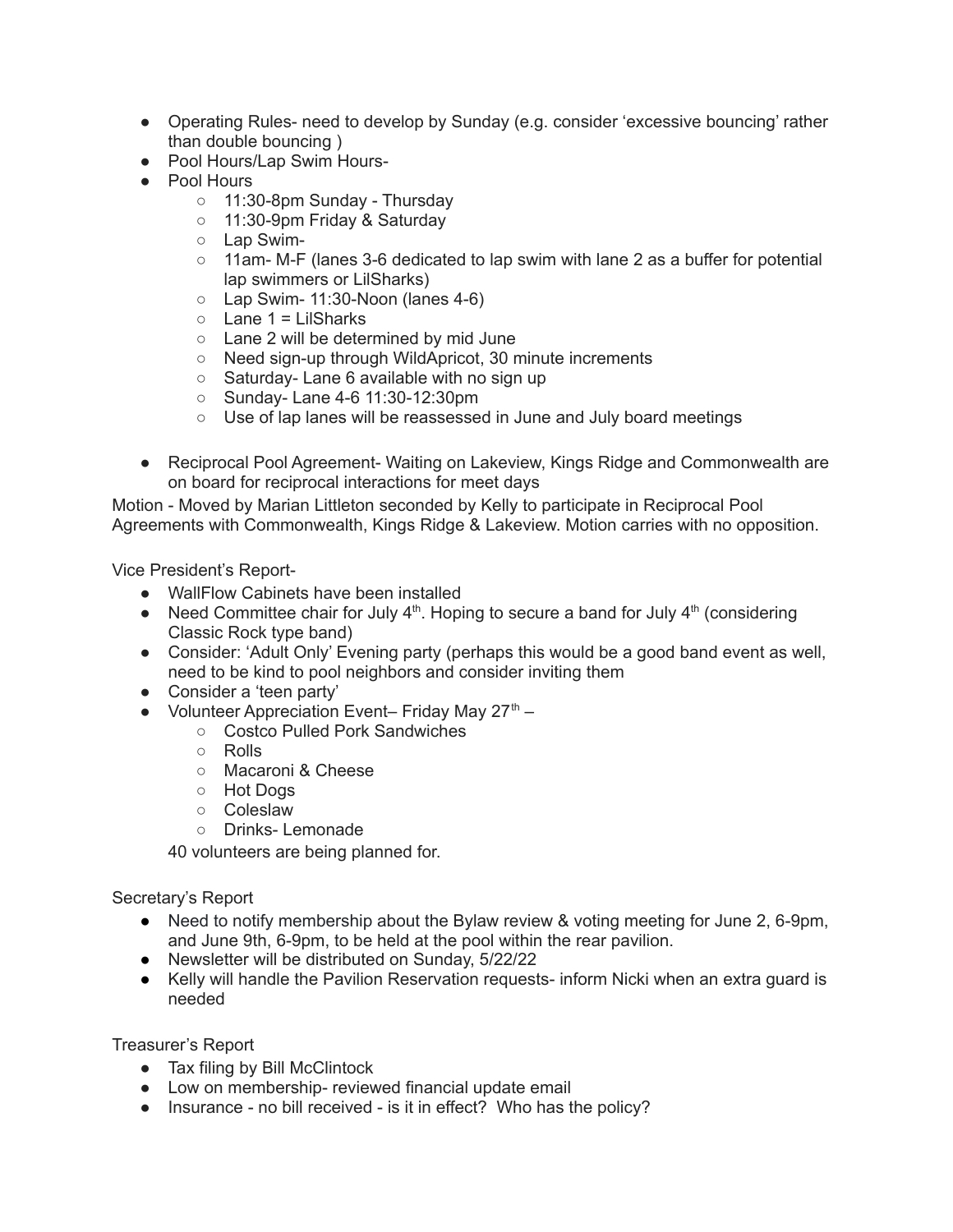- Operating Rules- need to develop by Sunday (e.g. consider 'excessive bouncing' rather than double bouncing )
- Pool Hours/Lap Swim Hours-
- Pool Hours
  - 11:30-8pm Sunday - Thursday
  - 11:30-9pm Friday & Saturday
  - Lap Swim-
  - 11am- M-F (lanes 3-6 dedicated to lap swim with lane 2 as a buffer for potential lap swimmers or LilSharks)
  - Lap Swim- 11:30-Noon (lanes 4-6)
  - Lane 1 = LilSharks
  - Lane 2 will be determined by mid June
  - Need sign-up through WildApricot, 30 minute increments
  - Saturday- Lane 6 available with no sign up
  - Sunday- Lane 4-6 11:30-12:30pm
  - Use of lap lanes will be reassessed in June and July board meetings

- Reciprocal Pool Agreement- Waiting on Lakeview, Kings Ridge and Commonwealth are on board for reciprocal interactions for meet days

Motion - Moved by Marian Littleton seconded by Kelly to participate in Reciprocal Pool Agreements with Commonwealth, Kings Ridge & Lakeview. Motion carries with no opposition.

Vice President's Report-

- WallFlow Cabinets have been installed
- Need Committee chair for July 4th. Hoping to secure a band for July 4th (considering Classic Rock type band)
- Consider: 'Adult Only' Evening party (perhaps this would be a good band event as well, need to be kind to pool neighbors and consider inviting them
- Consider a 'teen party'
- Volunteer Appreciation Event– Friday May 27th –
  - Costco Pulled Pork Sandwiches
  - Rolls
  - Macaroni & Cheese
  - Hot Dogs
  - Coleslaw
  - Drinks- Lemonade

  40 volunteers are being planned for.

Secretary's Report

- Need to notify membership about the Bylaw review & voting meeting for June 2, 6-9pm, and June 9th, 6-9pm, to be held at the pool within the rear pavilion.
- Newsletter will be distributed on Sunday, 5/22/22
- Kelly will handle the Pavilion Reservation requests- inform Nicki when an extra guard is needed

Treasurer's Report

- Tax filing by Bill McClintock
- Low on membership- reviewed financial update email
- Insurance - no bill received - is it in effect? Who has the policy?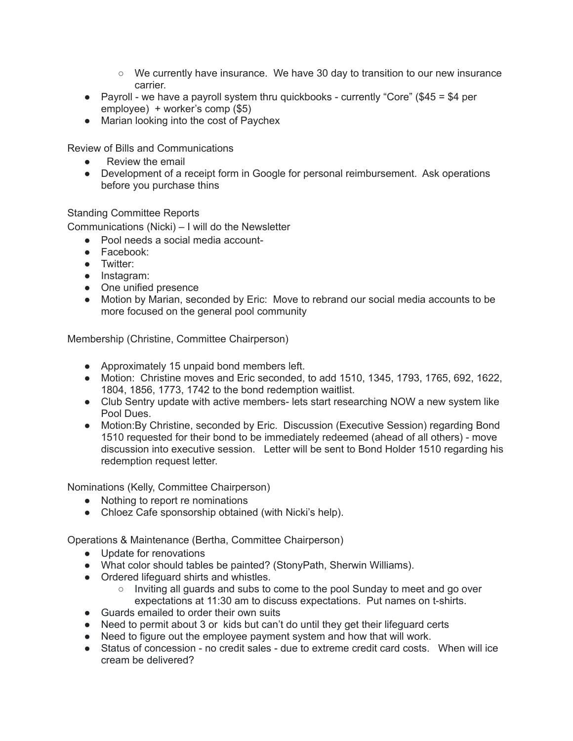- We currently have insurance.  We have 30 day to transition to our new insurance carrier.
- Payroll - we have a payroll system thru quickbooks - currently "Core" ($45 = $4 per employee)  + worker's comp ($5)
- Marian looking into the cost of Paychex

Review of Bills and Communications

- Review the email
- Development of a receipt form in Google for personal reimbursement.  Ask operations before you purchase thins

Standing Committee Reports

Communications (Nicki) – I will do the Newsletter

- Pool needs a social media account-
- Facebook:
- Twitter:
- Instagram:
- One unified presence
- Motion by Marian, seconded by Eric:  Move to rebrand our social media accounts to be more focused on the general pool community

Membership (Christine, Committee Chairperson)

- Approximately 15 unpaid bond members left.
- Motion:  Christine moves and Eric seconded, to add 1510, 1345, 1793, 1765, 692, 1622, 1804, 1856, 1773, 1742 to the bond redemption waitlist.
- Club Sentry update with active members- lets start researching NOW a new system like Pool Dues.
- Motion:By Christine, seconded by Eric.  Discussion (Executive Session) regarding Bond 1510 requested for their bond to be immediately redeemed (ahead of all others) - move discussion into executive session.   Letter will be sent to Bond Holder 1510 regarding his redemption request letter.

Nominations (Kelly, Committee Chairperson)

- Nothing to report re nominations
- Chloez Cafe sponsorship obtained (with Nicki's help).

Operations & Maintenance (Bertha, Committee Chairperson)

- Update for renovations
- What color should tables be painted? (StonyPath, Sherwin Williams).
- Ordered lifeguard shirts and whistles.
    - Inviting all guards and subs to come to the pool Sunday to meet and go over expectations at 11:30 am to discuss expectations.  Put names on t-shirts.
- Guards emailed to order their own suits
- Need to permit about 3 or  kids but can't do until they get their lifeguard certs
- Need to figure out the employee payment system and how that will work.
- Status of concession - no credit sales - due to extreme credit card costs.   When will ice cream be delivered?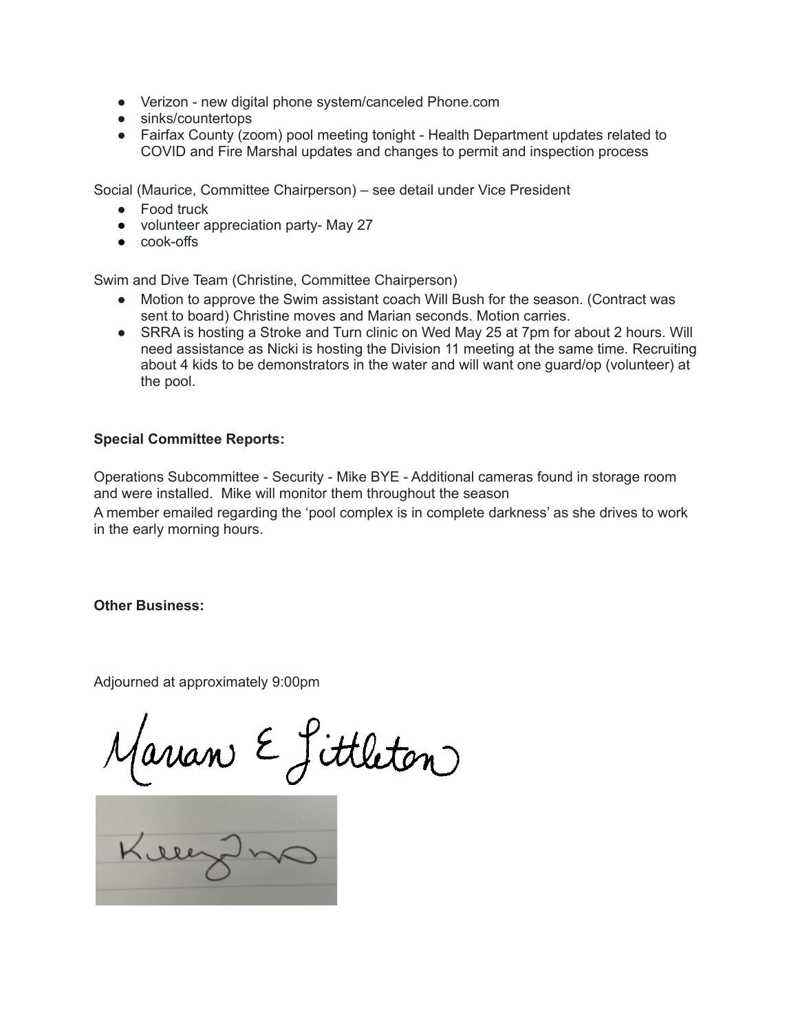- Verizon - new digital phone system/canceled Phone.com
- sinks/countertops
- Fairfax County (zoom) pool meeting tonight - Health Department updates related to COVID and Fire Marshal updates and changes to permit and inspection process

Social (Maurice, Committee Chairperson) – see detail under Vice President

- Food truck
- volunteer appreciation party- May 27
- cook-offs

Swim and Dive Team (Christine, Committee Chairperson)

- Motion to approve the Swim assistant coach Will Bush for the season. (Contract was sent to board) Christine moves and Marian seconds. Motion carries.
- SRRA is hosting a Stroke and Turn clinic on Wed May 25 at 7pm for about 2 hours. Will need assistance as Nicki is hosting the Division 11 meeting at the same time. Recruiting about 4 kids to be demonstrators in the water and will want one guard/op (volunteer) at the pool.

**Special Committee Reports:**

Operations Subcommittee - Security - Mike BYE - Additional cameras found in storage room and were installed. Mike will monitor them throughout the season

A member emailed regarding the 'pool complex is in complete darkness' as she drives to work in the early morning hours.

**Other Business:**

Adjourned at approximately 9:00pm

Marian E Littleton

Kelly...